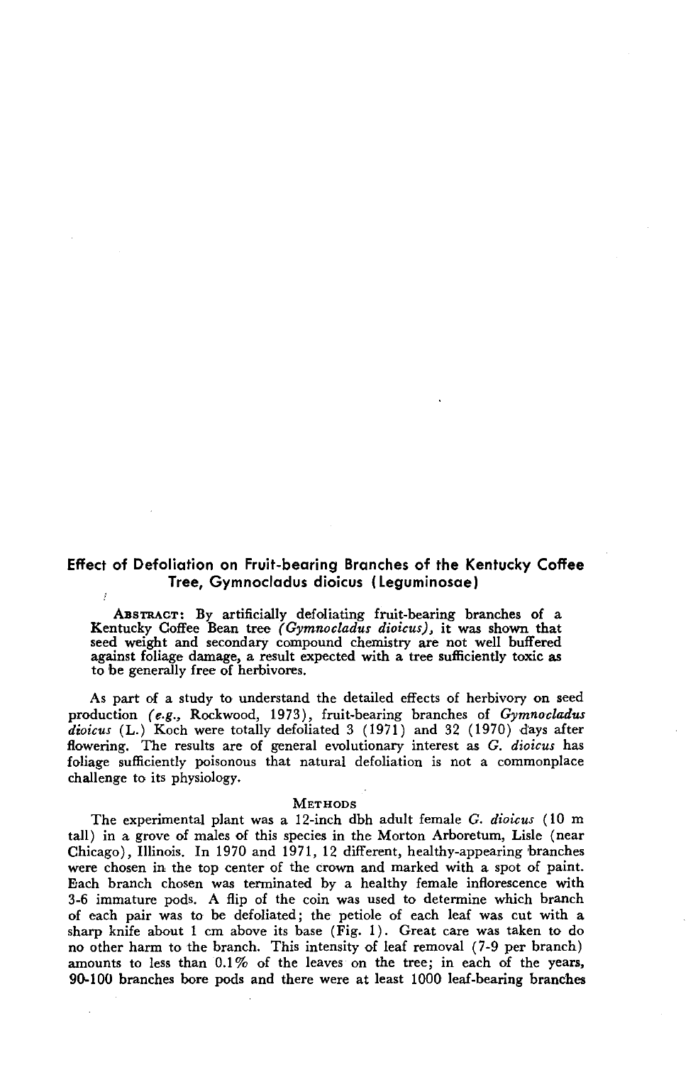## Effect of Defoliation on Fruit-bearing Branches of the Kentucky Coffee Tree, Gymnocladus dioicus (Leguminosae)

**Abstract:** By artificially defoliating fruit-bearing branches of a Kentucky Coffee Bean tree *(Gymnocladus dioicus)*, it was shown that seed weight and secondary compound chemistry are not well buffered against foliage damage, a result expected with a tree sufficiently toxic as to be generally free of herbivores.

As part of a study to understand the detailed effects of herbivory on seed production *(e.g.,* Rockwood, 1973), fruit-bearing branches of *Gymnocladus dioicus* (L.) Koch were totally defoliated 3 (1971) and 32 (1970) days after flowering. The results are of general evolutionary interest as *G. dioicus* has foliage sufficiently poisonous that natural defoliation is not a commonplace challenge to its physiology.

### Methods

The experimental plant was a 12-inch dbh adult female *G. dioicus* (10 m tall) in a grove of males of this species in the Morton Arboretum, Lisle (near Chicago), Illinois. In 1970 and 1971, 12 different, healthy-appearing branches were chosen in the top center of the crown and marked with a spot of paint. Each branch chosen was terminated by a healthy female inflorescence with 3-6 immature pods. A flip of the coin was used to determine which branch of each pair was to be defoliated; the petiole of each leaf was cut with a sharp knife about 1 cm above its base (Fig. 1). Great care was taken to do no other harm to the branch. This intensity of leaf removal (7-9 per branch) amounts to less than 0.1% of the leaves on the tree; in each of the years, 90-100 branches bore pods and there were at least 1000 leaf-bearing branches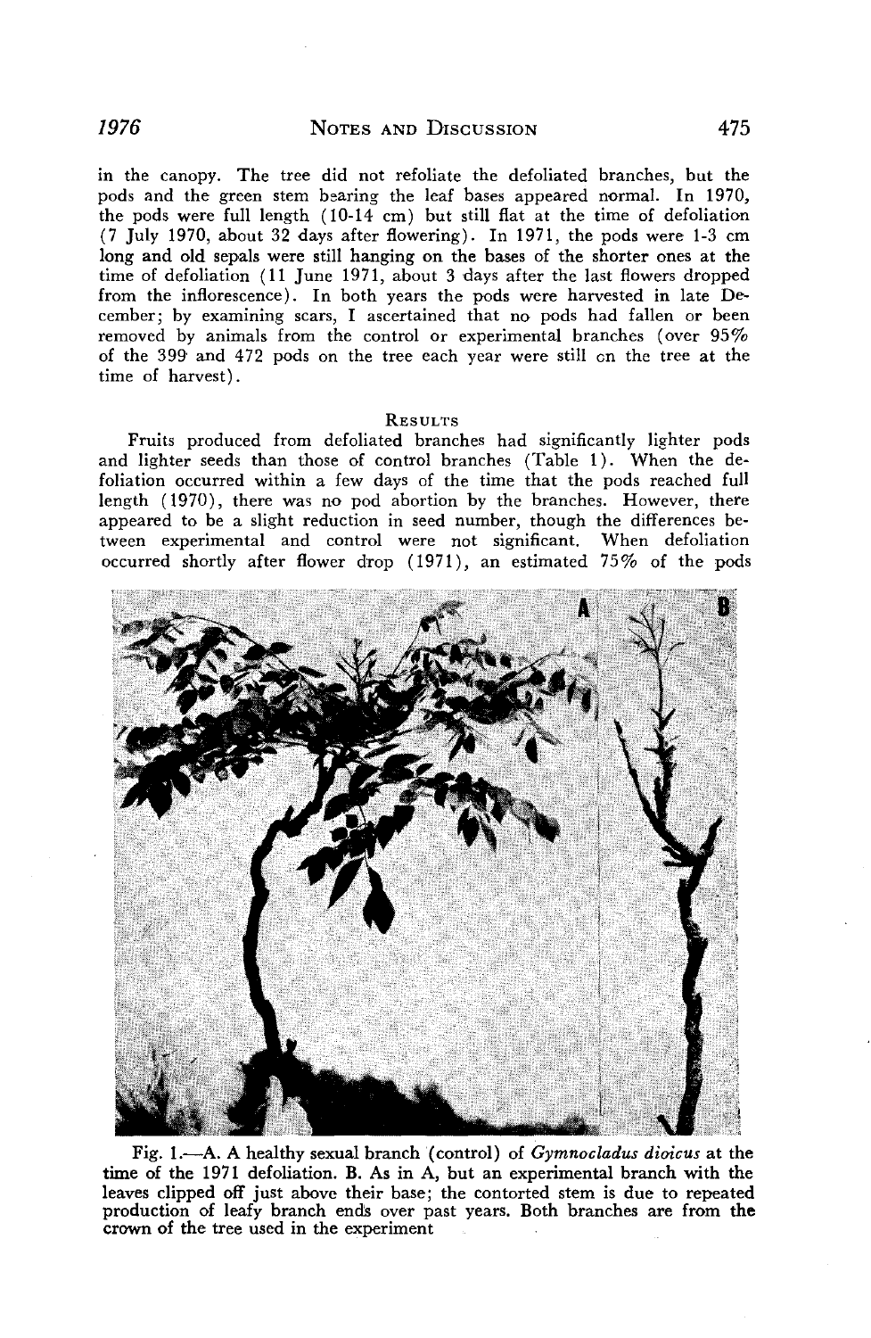in the canopy. The tree did not refoliate the defoliated branches, but the pods and the green stem bearing the leaf bases appeared normal. In 1970, the pods were full length (10-14 cm) but still flat at the time of defoliation (7 July 1970, about 32 days after flowering). In 1971, the pods were 1-3 cm long and old sepals were still hanging on the bases of the shorter ones at the time of defoliation (11 June 1971, about 3 days after the last flowers dropped from the inflorescence). In both years the pods were harvested in late December; by examining scars, I ascertained that no pods had fallen or been removed by animals from the control or experimental branches (over 95% of the 399 and 472 pods on the tree each year were still on the tree at the time of harvest).

## Results

Fruits produced from defoliated branches had significantly lighter pods and lighter seeds than those of control branches (Table 1). When the defoliation occurred within a few days of the time that the pods reached full length (1970), there was no pod abortion by the branches. However, there appeared to be a slight reduction in seed number, though the differences between experimental and control were not significant. When defoliation occurred shortly after flower drop (1971), an estimated 75% of the pods

Fig. 1.—A. A healthy sexual branch (control) of *Gymnocladus dioicus* at the time of the 1971 defoliation. B. As in A, but an experimental branch with the leaves clipped off just above their base; the contorted stem is due to repeated production of leafy branch ends over past years. Both branches are from the crown of the tree used in the experiment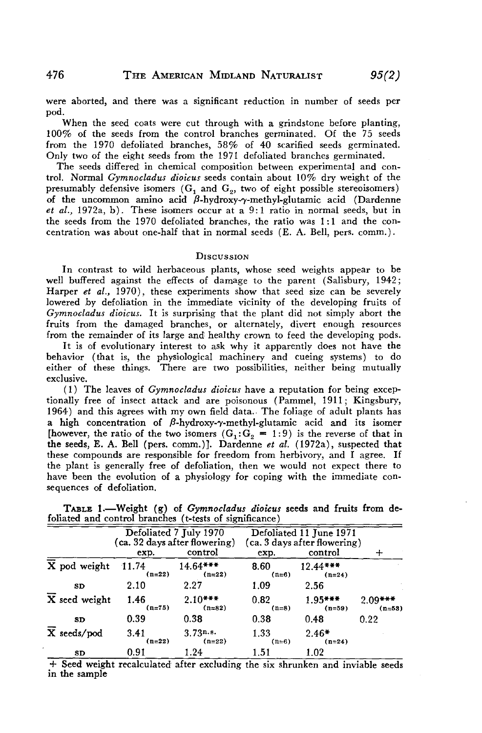were aborted, and there was a significant reduction in number of seeds per pod.

When the seed coats were cut through with a grindstone before planting, 100% of the seeds from the control branches germinated. Of the 75 seeds from the 1970 defoliated branches, 58% of 40 scarified seeds germinated. Only two of the eight seeds from the 1971 defoliated branches germinated.

The seeds differed in chemical composition between experimental and control. Normal *Gymnocladus dioicus* seeds contain about 10% dry weight of the presumably defensive isomers ($G_1$ and $G_2$, two of eight possible stereoisomers) of the uncommon amino acid $\beta$-hydroxy-$\gamma$-methyl-glutamic acid (Dardenne *et al.*, 1972a, b). These isomers occur at a 9:1 ratio in normal seeds, but in the seeds from the 1970 defoliated branches, the ratio was 1:1 and the concentration was about one-half that in normal seeds (E. A. Bell, pers. comm.).

## Discussion

In contrast to wild herbaceous plants, whose seed weights appear to be well buffered against the effects of damage to the parent (Salisbury, 1942; Harper *et al.*, 1970), these experiments show that seed size can be severely lowered by defoliation in the immediate vicinity of the developing fruits of *Gymnocladus dioicus.* It is surprising that the plant did not simply abort the fruits from the damaged branches, or alternately, divert enough resources from the remainder of its large and healthy crown to feed the developing pods.

It is of evolutionary interest to ask why it apparently does not have the behavior (that is, the physiological machinery and cueing systems) to do either of these things. There are two possibilities, neither being mutually exclusive.

(1) The leaves of *Gymnocladus dioicus* have a reputation for being exceptionally free of insect attack and are poisonous (Pammel, 1911; Kingsbury, 1964) and this agrees with my own field data. The foliage of adult plants has a high concentration of $\beta$-hydroxy-$\gamma$-methyl-glutamic acid and its isomer [however, the ratio of the two isomers ($G_1$:$G_2$ = 1:9) is the reverse of that in the seeds, E. A. Bell (pers. comm.)]. Dardenne *et al.* (1972a), suspected that these compounds are responsible for freedom from herbivory, and I agree. If the plant is generally free of defoliation, then we would not expect there to have been the evolution of a physiology for coping with the immediate consequences of defoliation.

Table 1.—Weight (g) of *Gymnocladus dioicus* seeds and fruits from defoliated and control branches (t-tests of significance)

| | Defoliated 7 July 1970 (ca. 32 days after flowering) | | Defoliated 11 June 1971 (ca. 3 days after flowering) | | |
|---|---|---|---|---|---|
| | exp. | control | exp. | control | + |
| $\bar{X}$ pod weight | 11.74 (n=22) | 14.64*** (n=22) | 8.60 (n=6) | 12.44*** (n=24) | |
| SD | 2.10 | 2.27 | 1.09 | 2.56 | |
| $\bar{X}$ seed weight | 1.46 (n=75) | 2.10*** (n=82) | 0.82 (n=8) | 1.95*** (n=59) | 2.09*** (n=53) |
| SD | 0.39 | 0.38 | 0.38 | 0.48 | 0.22 |
| $\bar{X}$ seeds/pod | 3.41 (n=22) | 3.73n.s. (n=22) | 1.33 (n=6) | 2.46* (n=24) | |
| SD | 0.91 | 1.24 | 1.51 | 1.02 | |

+ Seed weight recalculated after excluding the six shrunken and inviable seeds in the sample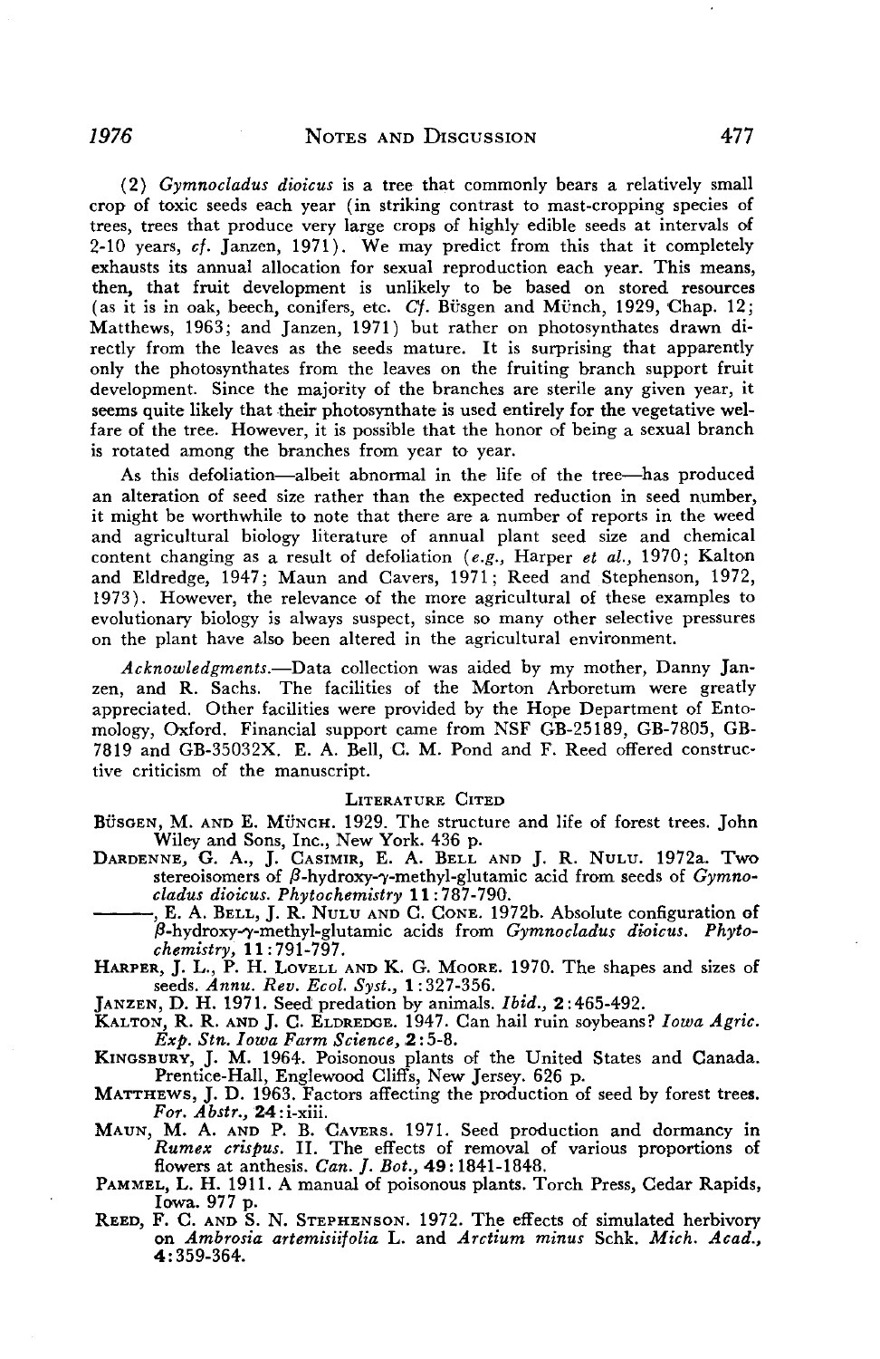(2) *Gymnocladus dioicus* is a tree that commonly bears a relatively small crop of toxic seeds each year (in striking contrast to mast-cropping species of trees, trees that produce very large crops of highly edible seeds at intervals of 2-10 years, *cf.* Janzen, 1971). We may predict from this that it completely exhausts its annual allocation for sexual reproduction each year. This means, then, that fruit development is unlikely to be based on stored resources (as it is in oak, beech, conifers, etc. *Cf.* Büsgen and Münch, 1929, Chap. 12; Matthews, 1963; and Janzen, 1971) but rather on photosynthates drawn directly from the leaves as the seeds mature. It is surprising that apparently only the photosynthates from the leaves on the fruiting branch support fruit development. Since the majority of the branches are sterile any given year, it seems quite likely that their photosynthate is used entirely for the vegetative welfare of the tree. However, it is possible that the honor of being a sexual branch is rotated among the branches from year to year.

As this defoliation—albeit abnormal in the life of the tree—has produced an alteration of seed size rather than the expected reduction in seed number, it might be worthwhile to note that there are a number of reports in the weed and agricultural biology literature of annual plant seed size and chemical content changing as a result of defoliation (*e.g.*, Harper *et al.*, 1970; Kalton and Eldredge, 1947; Maun and Cavers, 1971; Reed and Stephenson, 1972, 1973). However, the relevance of the more agricultural of these examples to evolutionary biology is always suspect, since so many other selective pressures on the plant have also been altered in the agricultural environment.

*Acknowledgments.*—Data collection was aided by my mother, Danny Janzen, and R. Sachs. The facilities of the Morton Arboretum were greatly appreciated. Other facilities were provided by the Hope Department of Entomology, Oxford. Financial support came from NSF GB-25189, GB-7805, GB-7819 and GB-35032X. E. A. Bell, C. M. Pond and F. Reed offered constructive criticism of the manuscript.

## Literature Cited

Büsgen, M. and E. Münch. 1929. The structure and life of forest trees. John Wiley and Sons, Inc., New York. 436 p.

Dardenne, G. A., J. Casimir, E. A. Bell and J. R. Nulu. 1972a. Two stereoisomers of $\beta$-hydroxy-$\gamma$-methyl-glutamic acid from seeds of *Gymnocladus dioicus*. *Phytochemistry* **11**:787-790.

———, E. A. Bell, J. R. Nulu and C. Cone. 1972b. Absolute configuration of $\beta$-hydroxy-$\gamma$-methyl-glutamic acids from *Gymnocladus dioicus*. *Phytochemistry*, **11**:791-797.

Harper, J. L., P. H. Lovell and K. G. Moore. 1970. The shapes and sizes of seeds. *Annu. Rev. Ecol. Syst.*, **1**:327-356.

Janzen, D. H. 1971. Seed predation by animals. *Ibid.*, **2**:465-492.

Kalton, R. R. and J. C. Eldredge. 1947. Can hail ruin soybeans? *Iowa Agric. Exp. Stn. Iowa Farm Science*, **2**:5-8.

Kingsbury, J. M. 1964. Poisonous plants of the United States and Canada. Prentice-Hall, Englewood Cliffs, New Jersey. 626 p.

Matthews, J. D. 1963. Factors affecting the production of seed by forest trees. *For. Abstr.*, **24**:i-xiii.

Maun, M. A. and P. B. Cavers. 1971. Seed production and dormancy in *Rumex crispus*. II. The effects of removal of various proportions of flowers at anthesis. *Can. J. Bot.*, **49**:1841-1848.

Pammel, L. H. 1911. A manual of poisonous plants. Torch Press, Cedar Rapids, Iowa. 977 p.

Reed, F. C. and S. N. Stephenson. 1972. The effects of simulated herbivory on *Ambrosia artemisiifolia* L. and *Arctium minus* Schk. *Mich. Acad.*, **4**:359-364.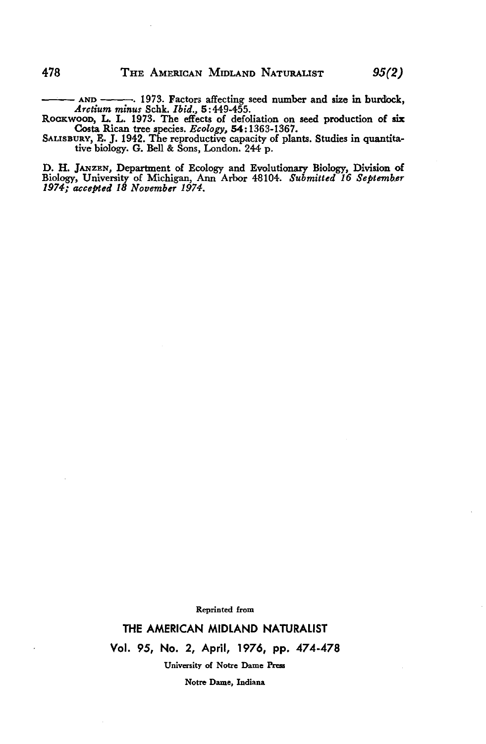——— AND ———. 1973. Factors affecting seed number and size in burdock, *Arctium minus* Schk. *Ibid.*, 5:449-455.

ROCKWOOD, L. L. 1973. The effects of defoliation on seed production of six Costa Rican tree species. *Ecology*, 54:1363-1367.

SALISBURY, E. J. 1942. The reproductive capacity of plants. Studies in quantitative biology. G. Bell & Sons, London. 244 p.

D. H. JANZEN, Department of Ecology and Evolutionary Biology, Division of Biology, University of Michigan, Ann Arbor 48104. *Submitted 16 September 1974; accepted 18 November 1974.*

Reprinted from

THE AMERICAN MIDLAND NATURALIST

Vol. 95, No. 2, April, 1976, pp. 474-478

University of Notre Dame Press

Notre Dame, Indiana